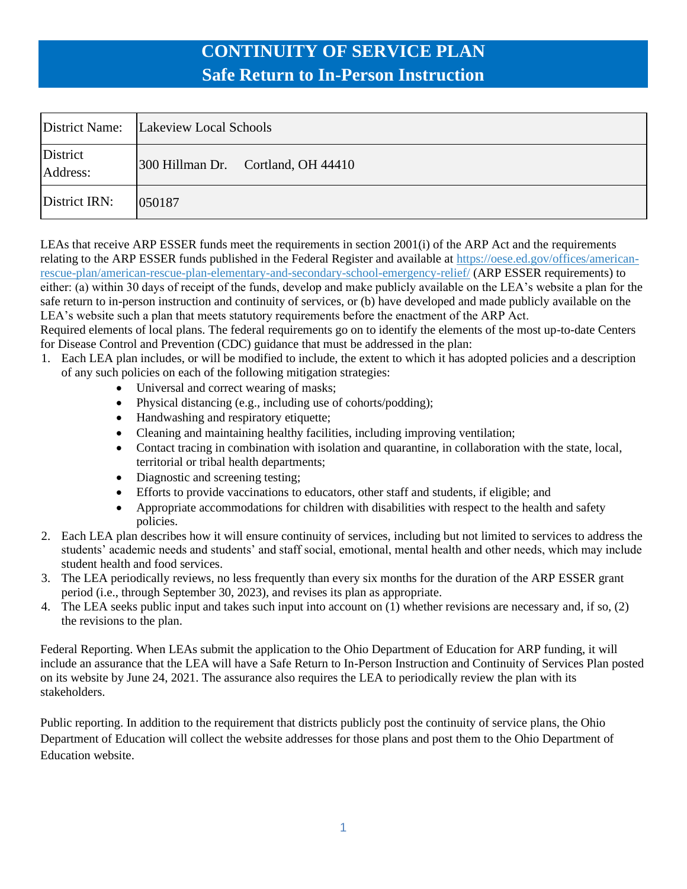# CONTINUITY OF SERVICE PLAN
# Safe Return to In-Person Instruction

| District Name: | Lakeview Local Schools |
|---|---|
| District Address: | 300 Hillman Dr. Cortland, OH 44410 |
| District IRN: | 050187 |

LEAs that receive ARP ESSER funds meet the requirements in section 2001(i) of the ARP Act and the requirements relating to the ARP ESSER funds published in the Federal Register and available at [https://oese.ed.gov/offices/american-rescue-plan/american-rescue-plan-elementary-and-secondary-school-emergency-relief/](https://oese.ed.gov/offices/american-rescue-plan/american-rescue-plan-elementary-and-secondary-school-emergency-relief/) (ARP ESSER requirements) to either: (a) within 30 days of receipt of the funds, develop and make publicly available on the LEA's website a plan for the safe return to in-person instruction and continuity of services, or (b) have developed and made publicly available on the LEA's website such a plan that meets statutory requirements before the enactment of the ARP Act.
Required elements of local plans. The federal requirements go on to identify the elements of the most up-to-date Centers for Disease Control and Prevention (CDC) guidance that must be addressed in the plan:

1. Each LEA plan includes, or will be modified to include, the extent to which it has adopted policies and a description of any such policies on each of the following mitigation strategies:
   - Universal and correct wearing of masks;
   - Physical distancing (e.g., including use of cohorts/podding);
   - Handwashing and respiratory etiquette;
   - Cleaning and maintaining healthy facilities, including improving ventilation;
   - Contact tracing in combination with isolation and quarantine, in collaboration with the state, local, territorial or tribal health departments;
   - Diagnostic and screening testing;
   - Efforts to provide vaccinations to educators, other staff and students, if eligible; and
   - Appropriate accommodations for children with disabilities with respect to the health and safety policies.
2. Each LEA plan describes how it will ensure continuity of services, including but not limited to services to address the students' academic needs and students' and staff social, emotional, mental health and other needs, which may include student health and food services.
3. The LEA periodically reviews, no less frequently than every six months for the duration of the ARP ESSER grant period (i.e., through September 30, 2023), and revises its plan as appropriate.
4. The LEA seeks public input and takes such input into account on (1) whether revisions are necessary and, if so, (2) the revisions to the plan.

Federal Reporting. When LEAs submit the application to the Ohio Department of Education for ARP funding, it will include an assurance that the LEA will have a Safe Return to In-Person Instruction and Continuity of Services Plan posted on its website by June 24, 2021. The assurance also requires the LEA to periodically review the plan with its stakeholders.

Public reporting. In addition to the requirement that districts publicly post the continuity of service plans, the Ohio Department of Education will collect the website addresses for those plans and post them to the Ohio Department of Education website.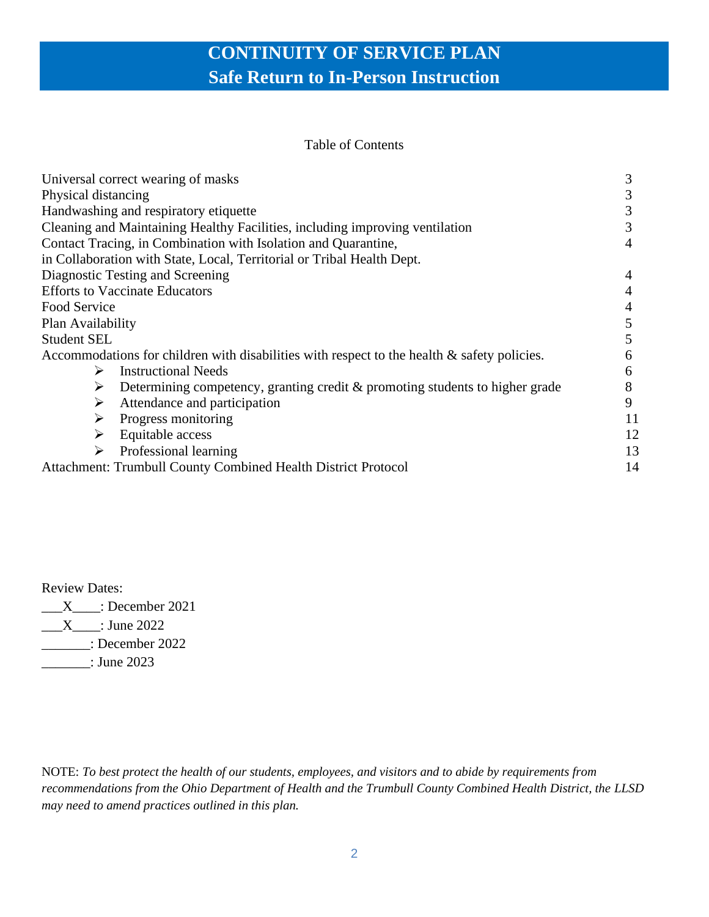# CONTINUITY OF SERVICE PLAN
## Safe Return to In-Person Instruction

Table of Contents

| | |
|---|---|
| Universal correct wearing of masks | 3 |
| Physical distancing | 3 |
| Handwashing and respiratory etiquette | 3 |
| Cleaning and Maintaining Healthy Facilities, including improving ventilation | 3 |
| Contact Tracing, in Combination with Isolation and Quarantine, in Collaboration with State, Local, Territorial or Tribal Health Dept. | 4 |
| Diagnostic Testing and Screening | 4 |
| Efforts to Vaccinate Educators | 4 |
| Food Service | 4 |
| Plan Availability | 5 |
| Student SEL | 5 |
| Accommodations for children with disabilities with respect to the health & safety policies. | 6 |
| ➢ Instructional Needs | 6 |
| ➢ Determining competency, granting credit & promoting students to higher grade | 8 |
| ➢ Attendance and participation | 9 |
| ➢ Progress monitoring | 11 |
| ➢ Equitable access | 12 |
| ➢ Professional learning | 13 |
| Attachment: Trumbull County Combined Health District Protocol | 14 |

Review Dates:

___X____: December 2021

___X____: June 2022

_______: December 2022

_______: June 2023

NOTE: *To best protect the health of our students, employees, and visitors and to abide by requirements from recommendations from the Ohio Department of Health and the Trumbull County Combined Health District, the LLSD may need to amend practices outlined in this plan.*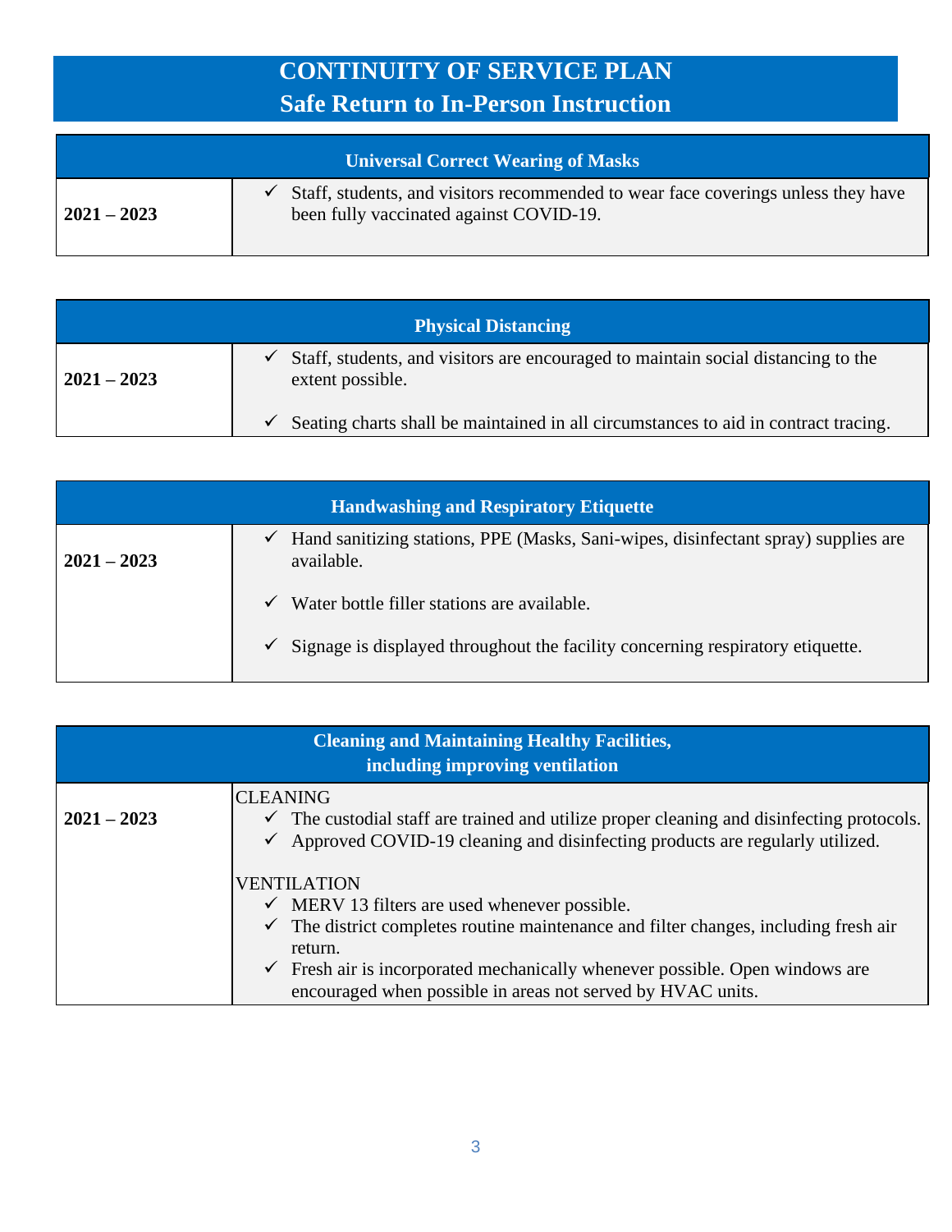# CONTINUITY OF SERVICE PLAN
## Safe Return to In-Person Instruction

| Universal Correct Wearing of Masks | |
|---|---|
| **2021 – 2023** | ✓ Staff, students, and visitors recommended to wear face coverings unless they have been fully vaccinated against COVID-19. |

| Physical Distancing | |
|---|---|
| **2021 – 2023** | ✓ Staff, students, and visitors are encouraged to maintain social distancing to the extent possible.<br>✓ Seating charts shall be maintained in all circumstances to aid in contract tracing. |

| Handwashing and Respiratory Etiquette | |
|---|---|
| **2021 – 2023** | ✓ Hand sanitizing stations, PPE (Masks, Sani-wipes, disinfectant spray) supplies are available.<br>✓ Water bottle filler stations are available.<br>✓ Signage is displayed throughout the facility concerning respiratory etiquette. |

| Cleaning and Maintaining Healthy Facilities, including improving ventilation | |
|---|---|
| **2021 – 2023** | CLEANING<br>✓ The custodial staff are trained and utilize proper cleaning and disinfecting protocols.<br>✓ Approved COVID-19 cleaning and disinfecting products are regularly utilized.<br><br>VENTILATION<br>✓ MERV 13 filters are used whenever possible.<br>✓ The district completes routine maintenance and filter changes, including fresh air return.<br>✓ Fresh air is incorporated mechanically whenever possible. Open windows are encouraged when possible in areas not served by HVAC units. |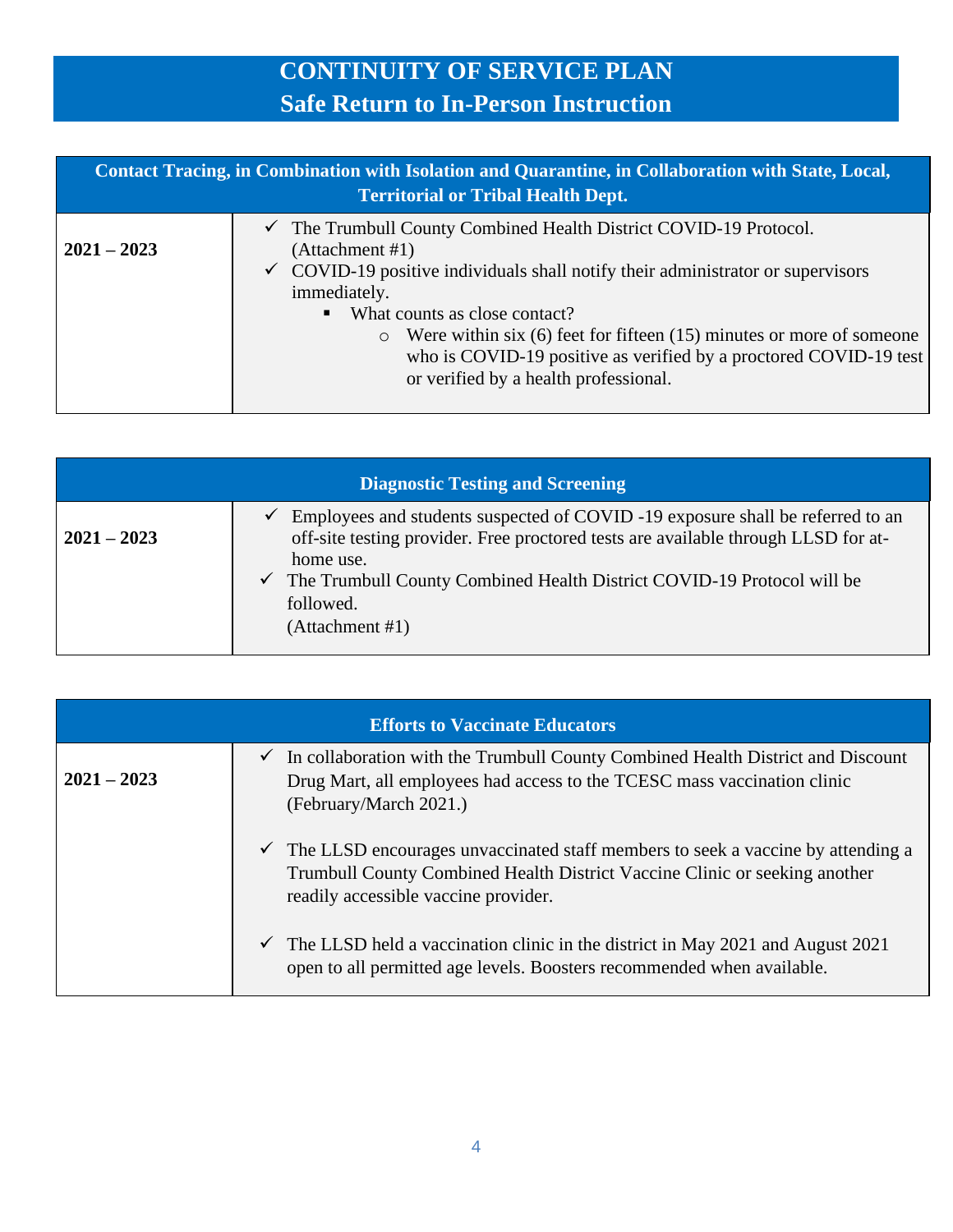# CONTINUITY OF SERVICE PLAN
# Safe Return to In-Person Instruction

| Contact Tracing, in Combination with Isolation and Quarantine, in Collaboration with State, Local, Territorial or Tribal Health Dept. | |
|---|---|
| **2021 – 2023** | ✓ The Trumbull County Combined Health District COVID-19 Protocol. (Attachment #1)<br>✓ COVID-19 positive individuals shall notify their administrator or supervisors immediately.<br>▪ What counts as close contact?<br>○ Were within six (6) feet for fifteen (15) minutes or more of someone who is COVID-19 positive as verified by a proctored COVID-19 test or verified by a health professional. |

| Diagnostic Testing and Screening | |
|---|---|
| **2021 – 2023** | ✓ Employees and students suspected of COVID -19 exposure shall be referred to an off-site testing provider. Free proctored tests are available through LLSD for at-home use.<br>✓ The Trumbull County Combined Health District COVID-19 Protocol will be followed. (Attachment #1) |

| Efforts to Vaccinate Educators | |
|---|---|
| **2021 – 2023** | ✓ In collaboration with the Trumbull County Combined Health District and Discount Drug Mart, all employees had access to the TCESC mass vaccination clinic (February/March 2021.)<br>✓ The LLSD encourages unvaccinated staff members to seek a vaccine by attending a Trumbull County Combined Health District Vaccine Clinic or seeking another readily accessible vaccine provider.<br>✓ The LLSD held a vaccination clinic in the district in May 2021 and August 2021 open to all permitted age levels. Boosters recommended when available. |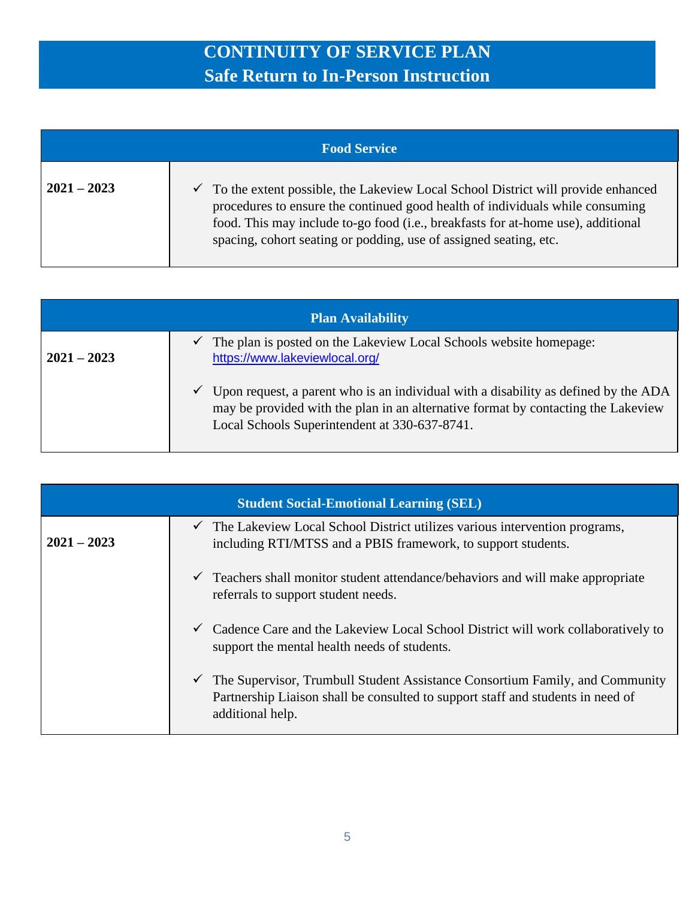# CONTINUITY OF SERVICE PLAN
## Safe Return to In-Person Instruction

| Food Service | |
|---|---|
| **2021 – 2023** | ✓ To the extent possible, the Lakeview Local School District will provide enhanced procedures to ensure the continued good health of individuals while consuming food. This may include to-go food (i.e., breakfasts for at-home use), additional spacing, cohort seating or podding, use of assigned seating, etc. |

| Plan Availability | |
|---|---|
| **2021 – 2023** | ✓ The plan is posted on the Lakeview Local Schools website homepage: https://www.lakeviewlocal.org/<br><br>✓ Upon request, a parent who is an individual with a disability as defined by the ADA may be provided with the plan in an alternative format by contacting the Lakeview Local Schools Superintendent at 330-637-8741. |

| Student Social-Emotional Learning (SEL) | |
|---|---|
| **2021 – 2023** | ✓ The Lakeview Local School District utilizes various intervention programs, including RTI/MTSS and a PBIS framework, to support students.<br><br>✓ Teachers shall monitor student attendance/behaviors and will make appropriate referrals to support student needs.<br><br>✓ Cadence Care and the Lakeview Local School District will work collaboratively to support the mental health needs of students.<br><br>✓ The Supervisor, Trumbull Student Assistance Consortium Family, and Community Partnership Liaison shall be consulted to support staff and students in need of additional help. |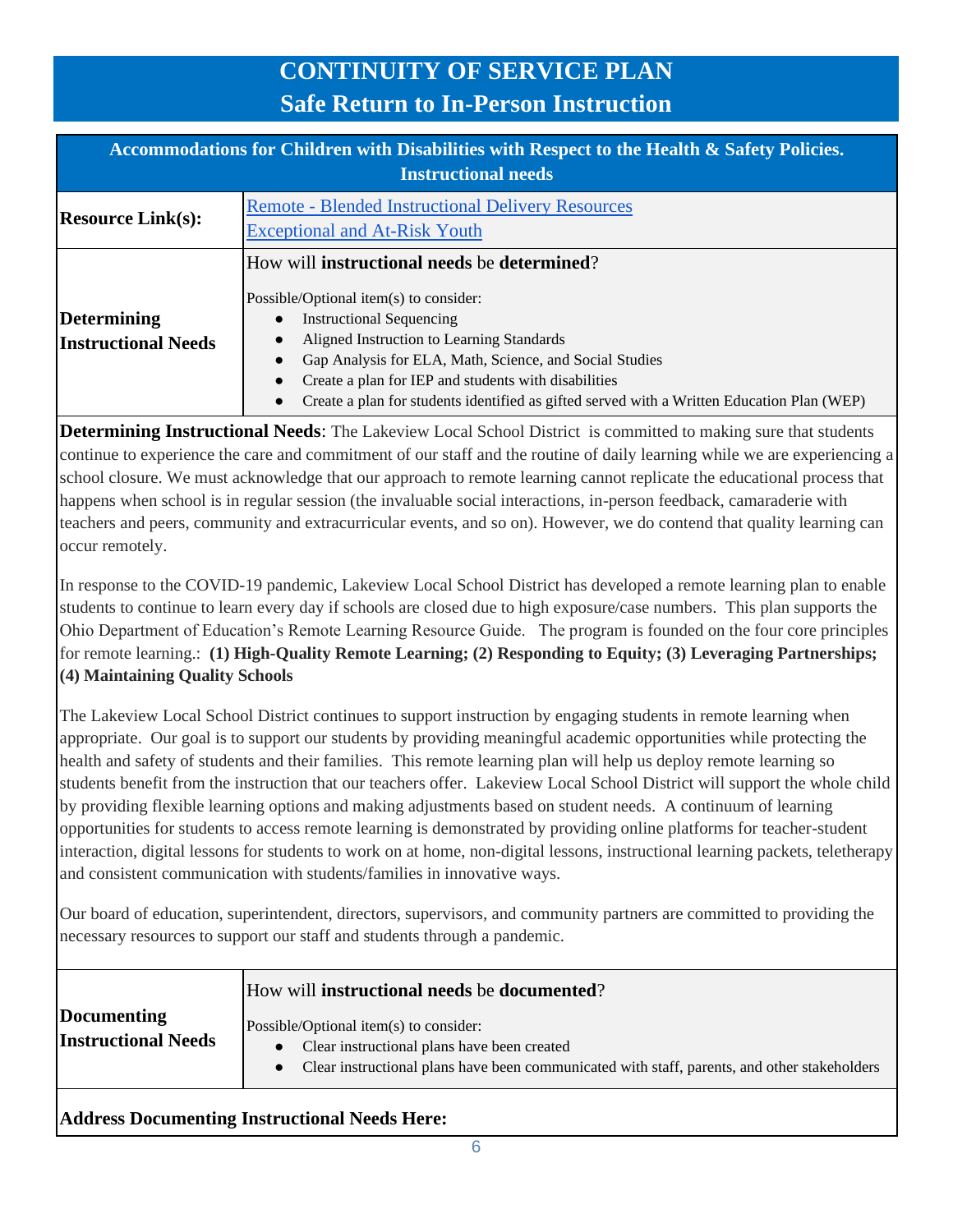# CONTINUITY OF SERVICE PLAN
## Safe Return to In-Person Instruction

### Accommodations for Children with Disabilities with Respect to the Health & Safety Policies. Instructional needs

| | |
|---|---|
| **Resource Link(s):** | Remote - Blended Instructional Delivery Resources<br>Exceptional and At-Risk Youth |
| **Determining Instructional Needs** | How will **instructional needs** be **determined**?<br><br>Possible/Optional item(s) to consider:<br>● Instructional Sequencing<br>● Aligned Instruction to Learning Standards<br>● Gap Analysis for ELA, Math, Science, and Social Studies<br>● Create a plan for IEP and students with disabilities<br>● Create a plan for students identified as gifted served with a Written Education Plan (WEP) |

**Determining Instructional Needs**: The Lakeview Local School District is committed to making sure that students continue to experience the care and commitment of our staff and the routine of daily learning while we are experiencing a school closure. We must acknowledge that our approach to remote learning cannot replicate the educational process that happens when school is in regular session (the invaluable social interactions, in-person feedback, camaraderie with teachers and peers, community and extracurricular events, and so on). However, we do contend that quality learning can occur remotely.

In response to the COVID-19 pandemic, Lakeview Local School District has developed a remote learning plan to enable students to continue to learn every day if schools are closed due to high exposure/case numbers. This plan supports the Ohio Department of Education's Remote Learning Resource Guide. The program is founded on the four core principles for remote learning.: **(1) High-Quality Remote Learning; (2) Responding to Equity; (3) Leveraging Partnerships; (4) Maintaining Quality Schools**

The Lakeview Local School District continues to support instruction by engaging students in remote learning when appropriate. Our goal is to support our students by providing meaningful academic opportunities while protecting the health and safety of students and their families. This remote learning plan will help us deploy remote learning so students benefit from the instruction that our teachers offer. Lakeview Local School District will support the whole child by providing flexible learning options and making adjustments based on student needs. A continuum of learning opportunities for students to access remote learning is demonstrated by providing online platforms for teacher-student interaction, digital lessons for students to work on at home, non-digital lessons, instructional learning packets, teletherapy and consistent communication with students/families in innovative ways.

Our board of education, superintendent, directors, supervisors, and community partners are committed to providing the necessary resources to support our staff and students through a pandemic.

| | |
|---|---|
| **Documenting Instructional Needs** | How will **instructional needs** be **documented**?<br><br>Possible/Optional item(s) to consider:<br>● Clear instructional plans have been created<br>● Clear instructional plans have been communicated with staff, parents, and other stakeholders |

**Address Documenting Instructional Needs Here:**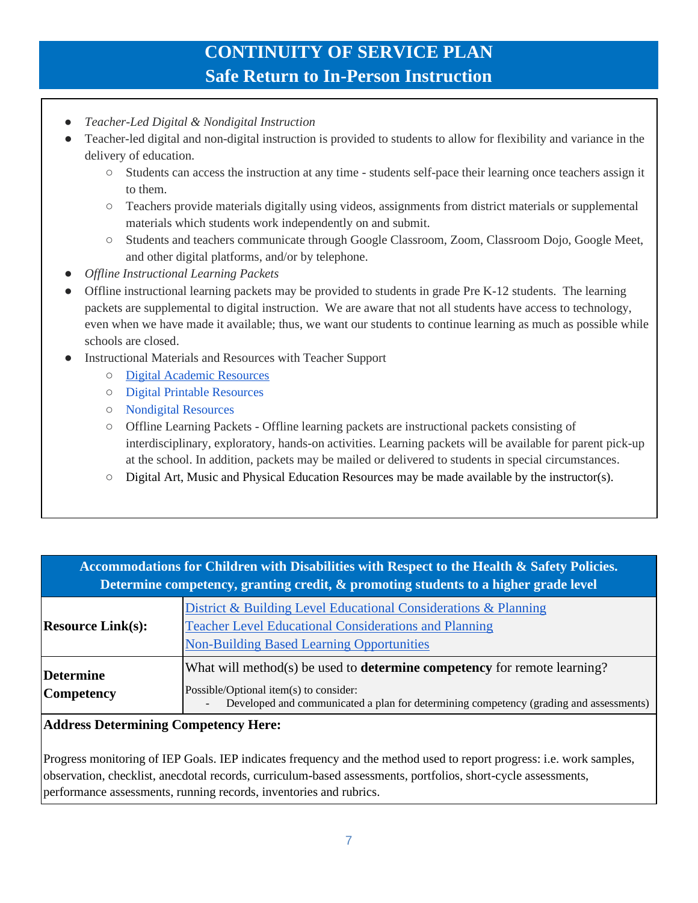# CONTINUITY OF SERVICE PLAN
## Safe Return to In-Person Instruction

- *Teacher-Led Digital & Nondigital Instruction*
- Teacher-led digital and non-digital instruction is provided to students to allow for flexibility and variance in the delivery of education.
  - Students can access the instruction at any time - students self-pace their learning once teachers assign it to them.
  - Teachers provide materials digitally using videos, assignments from district materials or supplemental materials which students work independently on and submit.
  - Students and teachers communicate through Google Classroom, Zoom, Classroom Dojo, Google Meet, and other digital platforms, and/or by telephone.
- *Offline Instructional Learning Packets*
- Offline instructional learning packets may be provided to students in grade Pre K-12 students. The learning packets are supplemental to digital instruction. We are aware that not all students have access to technology, even when we have made it available; thus, we want our students to continue learning as much as possible while schools are closed.
- Instructional Materials and Resources with Teacher Support
  - Digital Academic Resources
  - Digital Printable Resources
  - Nondigital Resources
  - Offline Learning Packets - Offline learning packets are instructional packets consisting of interdisciplinary, exploratory, hands-on activities. Learning packets will be available for parent pick-up at the school. In addition, packets may be mailed or delivered to students in special circumstances.
  - Digital Art, Music and Physical Education Resources may be made available by the instructor(s).

| **Accommodations for Children with Disabilities with Respect to the Health & Safety Policies. Determine competency, granting credit, & promoting students to a higher grade level** | |
|---|---|
| **Resource Link(s):** | District & Building Level Educational Considerations & Planning<br>Teacher Level Educational Considerations and Planning<br>Non-Building Based Learning Opportunities |
| **Determine Competency** | What will method(s) be used to **determine competency** for remote learning?<br>Possible/Optional item(s) to consider:<br>- Developed and communicated a plan for determining competency (grading and assessments) |

**Address Determining Competency Here:**

Progress monitoring of IEP Goals. IEP indicates frequency and the method used to report progress: i.e. work samples, observation, checklist, anecdotal records, curriculum-based assessments, portfolios, short-cycle assessments, performance assessments, running records, inventories and rubrics.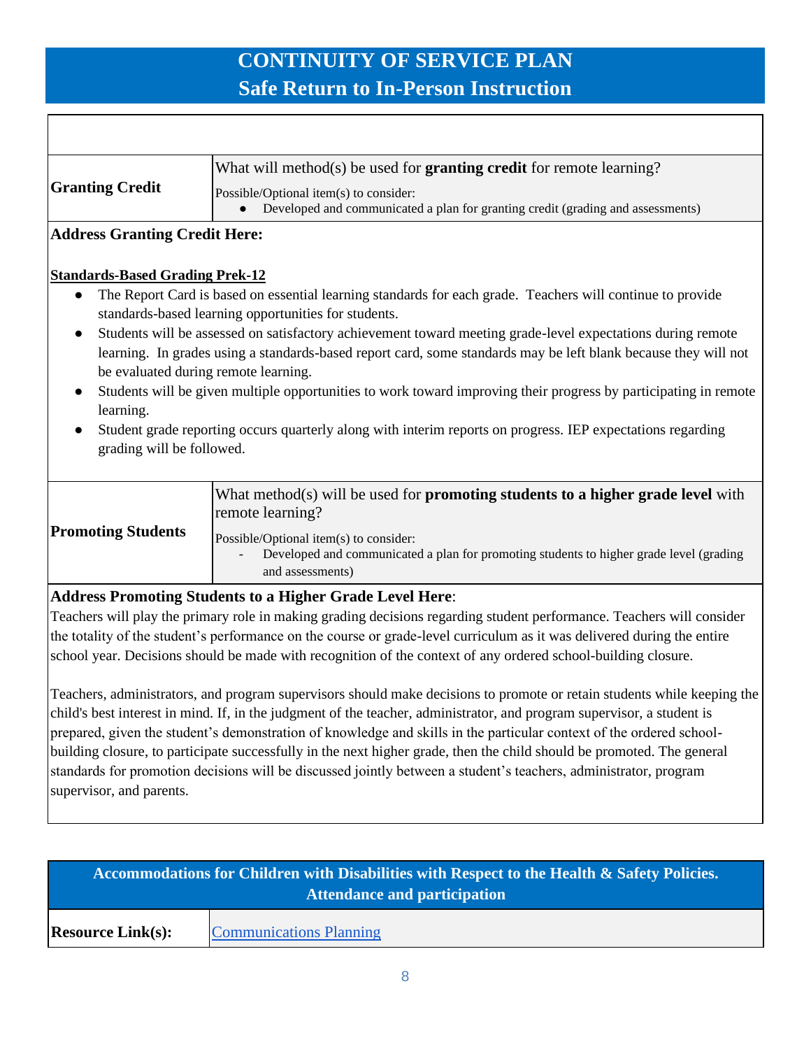# CONTINUITY OF SERVICE PLAN
## Safe Return to In-Person Instruction

| | |
|---|---|
| **Granting Credit** | What will method(s) be used for **granting credit** for remote learning?<br>Possible/Optional item(s) to consider:<br>● Developed and communicated a plan for granting credit (grading and assessments) |

**Address Granting Credit Here:**

**Standards-Based Grading Prek-12**

- The Report Card is based on essential learning standards for each grade. Teachers will continue to provide standards-based learning opportunities for students.
- Students will be assessed on satisfactory achievement toward meeting grade-level expectations during remote learning. In grades using a standards-based report card, some standards may be left blank because they will not be evaluated during remote learning.
- Students will be given multiple opportunities to work toward improving their progress by participating in remote learning.
- Student grade reporting occurs quarterly along with interim reports on progress. IEP expectations regarding grading will be followed.

| | |
|---|---|
| **Promoting Students** | What method(s) will be used for **promoting students to a higher grade level** with remote learning?<br>Possible/Optional item(s) to consider:<br>- Developed and communicated a plan for promoting students to higher grade level (grading and assessments) |

**Address Promoting Students to a Higher Grade Level Here**:

Teachers will play the primary role in making grading decisions regarding student performance. Teachers will consider the totality of the student's performance on the course or grade-level curriculum as it was delivered during the entire school year. Decisions should be made with recognition of the context of any ordered school-building closure.

Teachers, administrators, and program supervisors should make decisions to promote or retain students while keeping the child's best interest in mind. If, in the judgment of the teacher, administrator, and program supervisor, a student is prepared, given the student's demonstration of knowledge and skills in the particular context of the ordered school-building closure, to participate successfully in the next higher grade, then the child should be promoted. The general standards for promotion decisions will be discussed jointly between a student's teachers, administrator, program supervisor, and parents.

## Accommodations for Children with Disabilities with Respect to the Health & Safety Policies. Attendance and participation

| | |
|---|---|
| **Resource Link(s):** | Communications Planning |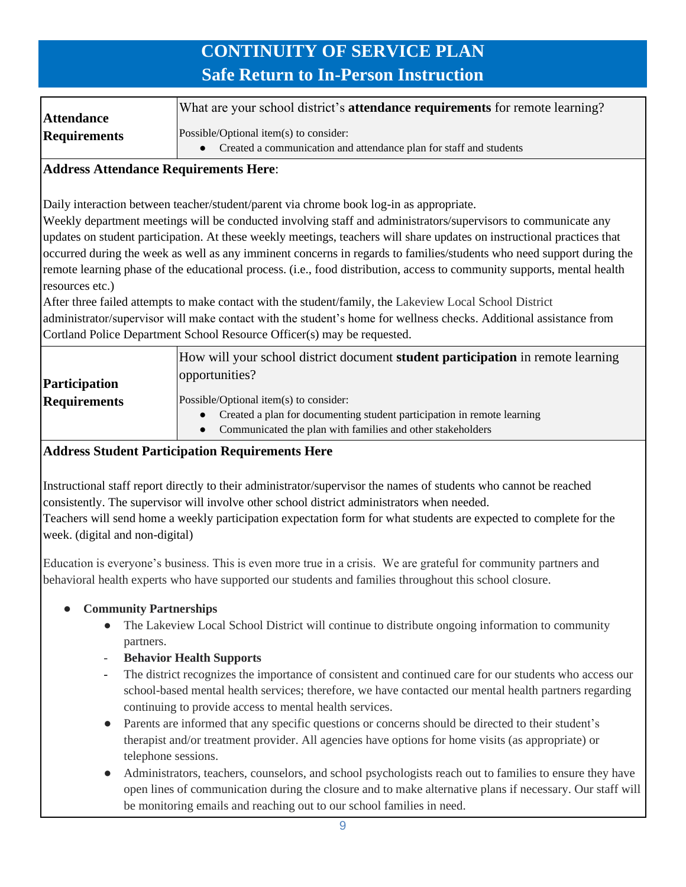# CONTINUITY OF SERVICE PLAN
## Safe Return to In-Person Instruction

| **Attendance Requirements** | What are your school district's **attendance requirements** for remote learning?<br><br>Possible/Optional item(s) to consider:<br>● Created a communication and attendance plan for staff and students |
|---|---|

**Address Attendance Requirements Here**:

Daily interaction between teacher/student/parent via chrome book log-in as appropriate.
Weekly department meetings will be conducted involving staff and administrators/supervisors to communicate any updates on student participation. At these weekly meetings, teachers will share updates on instructional practices that occurred during the week as well as any imminent concerns in regards to families/students who need support during the remote learning phase of the educational process. (i.e., food distribution, access to community supports, mental health resources etc.)
After three failed attempts to make contact with the student/family, the Lakeview Local School District administrator/supervisor will make contact with the student's home for wellness checks. Additional assistance from Cortland Police Department School Resource Officer(s) may be requested.

| **Participation Requirements** | How will your school district document **student participation** in remote learning opportunities?<br><br>Possible/Optional item(s) to consider:<br>● Created a plan for documenting student participation in remote learning<br>● Communicated the plan with families and other stakeholders |
|---|---|

**Address Student Participation Requirements Here**

Instructional staff report directly to their administrator/supervisor the names of students who cannot be reached consistently. The supervisor will involve other school district administrators when needed.
Teachers will send home a weekly participation expectation form for what students are expected to complete for the week. (digital and non-digital)

Education is everyone's business. This is even more true in a crisis. We are grateful for community partners and behavioral health experts who have supported our students and families throughout this school closure.

- **Community Partnerships**
  - The Lakeview Local School District will continue to distribute ongoing information to community partners.
  - **Behavior Health Supports**
  - The district recognizes the importance of consistent and continued care for our students who access our school-based mental health services; therefore, we have contacted our mental health partners regarding continuing to provide access to mental health services.
  - Parents are informed that any specific questions or concerns should be directed to their student's therapist and/or treatment provider. All agencies have options for home visits (as appropriate) or telephone sessions.
  - Administrators, teachers, counselors, and school psychologists reach out to families to ensure they have open lines of communication during the closure and to make alternative plans if necessary. Our staff will be monitoring emails and reaching out to our school families in need.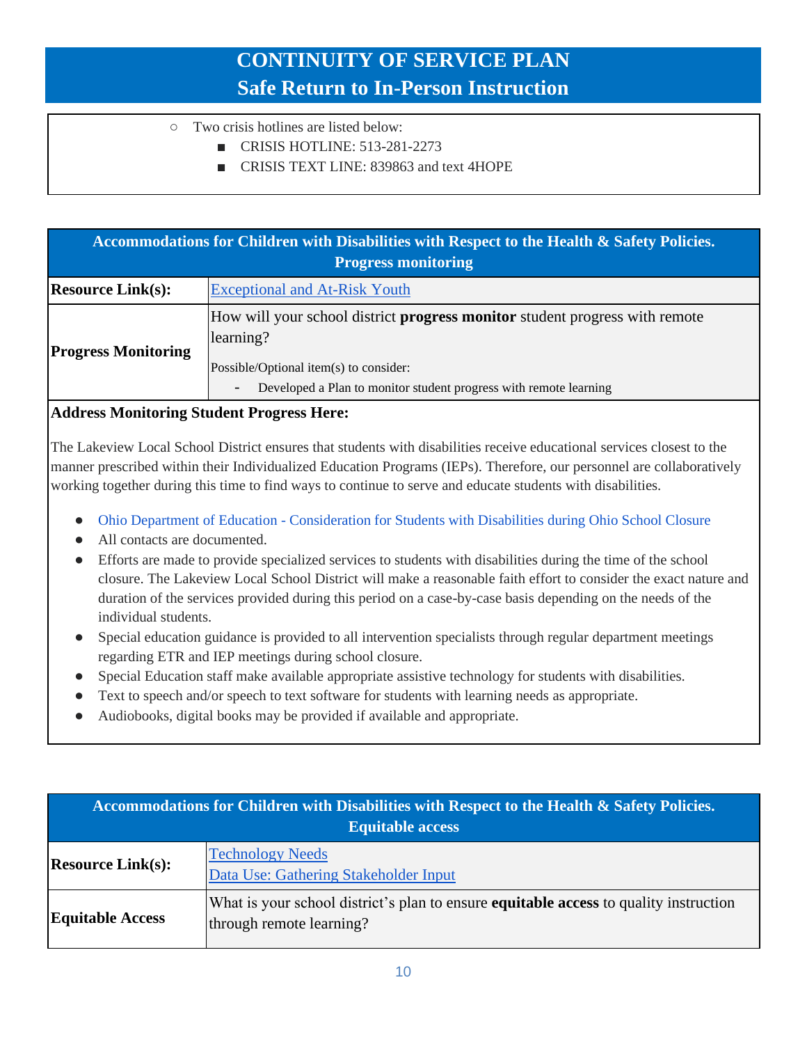- Two crisis hotlines are listed below:
  - CRISIS HOTLINE: 513-281-2273
  - CRISIS TEXT LINE: 839863 and text 4HOPE

| Accommodations for Children with Disabilities with Respect to the Health & Safety Policies. Progress monitoring | |
|---|---|
| **Resource Link(s):** | Exceptional and At-Risk Youth |
| **Progress Monitoring** | How will your school district **progress monitor** student progress with remote learning?<br><br>Possible/Optional item(s) to consider:<br>- Developed a Plan to monitor student progress with remote learning |

**Address Monitoring Student Progress Here:**

The Lakeview Local School District ensures that students with disabilities receive educational services closest to the manner prescribed within their Individualized Education Programs (IEPs). Therefore, our personnel are collaboratively working together during this time to find ways to continue to serve and educate students with disabilities.

- Ohio Department of Education - Consideration for Students with Disabilities during Ohio School Closure
- All contacts are documented.
- Efforts are made to provide specialized services to students with disabilities during the time of the school closure. The Lakeview Local School District will make a reasonable faith effort to consider the exact nature and duration of the services provided during this period on a case-by-case basis depending on the needs of the individual students.
- Special education guidance is provided to all intervention specialists through regular department meetings regarding ETR and IEP meetings during school closure.
- Special Education staff make available appropriate assistive technology for students with disabilities.
- Text to speech and/or speech to text software for students with learning needs as appropriate.
- Audiobooks, digital books may be provided if available and appropriate.

| Accommodations for Children with Disabilities with Respect to the Health & Safety Policies. Equitable access | |
|---|---|
| **Resource Link(s):** | Technology Needs<br>Data Use: Gathering Stakeholder Input |
| **Equitable Access** | What is your school district's plan to ensure **equitable access** to quality instruction through remote learning? |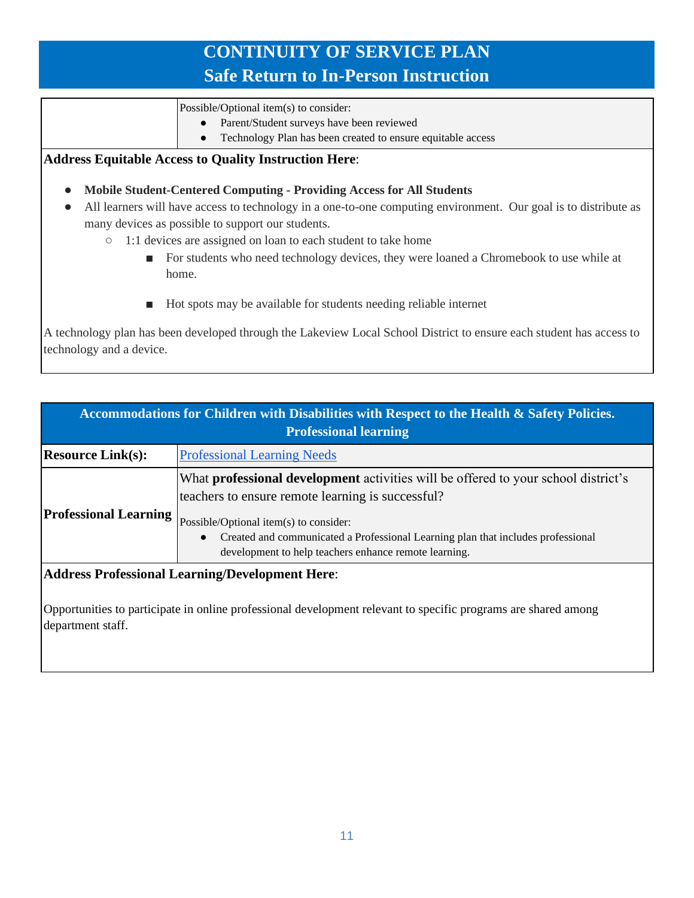# CONTINUITY OF SERVICE PLAN
## Safe Return to In-Person Instruction

| | |
|---|---|
| | Possible/Optional item(s) to consider:<br>● Parent/Student surveys have been reviewed<br>● Technology Plan has been created to ensure equitable access |

**Address Equitable Access to Quality Instruction Here**:

- **Mobile Student-Centered Computing - Providing Access for All Students**
- All learners will have access to technology in a one-to-one computing environment. Our goal is to distribute as many devices as possible to support our students.
  - 1:1 devices are assigned on loan to each student to take home
    - For students who need technology devices, they were loaned a Chromebook to use while at home.
    - Hot spots may be available for students needing reliable internet

A technology plan has been developed through the Lakeview Local School District to ensure each student has access to technology and a device.

| Accommodations for Children with Disabilities with Respect to the Health & Safety Policies. Professional learning | |
|---|---|
| **Resource Link(s):** | Professional Learning Needs |
| **Professional Learning** | What **professional development** activities will be offered to your school district's teachers to ensure remote learning is successful?<br><br>Possible/Optional item(s) to consider:<br>● Created and communicated a Professional Learning plan that includes professional development to help teachers enhance remote learning. |

**Address Professional Learning/Development Here**:

Opportunities to participate in online professional development relevant to specific programs are shared among department staff.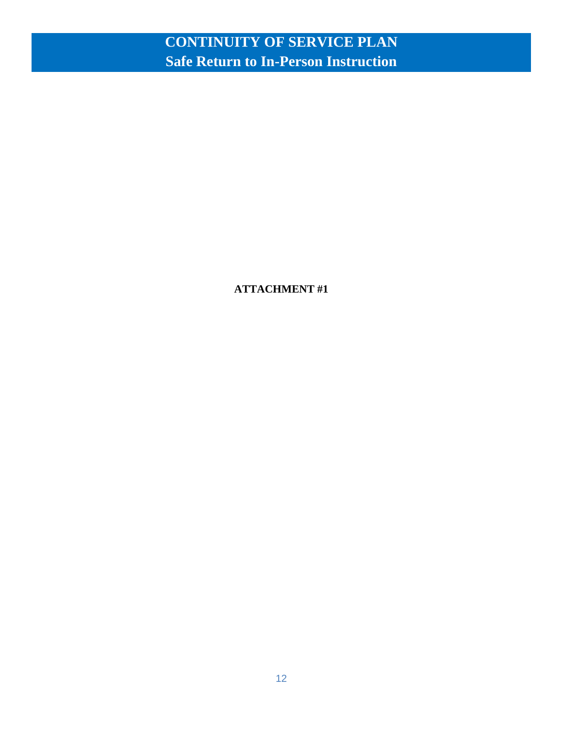# CONTINUITY OF SERVICE PLAN
## Safe Return to In-Person Instruction

**ATTACHMENT #1**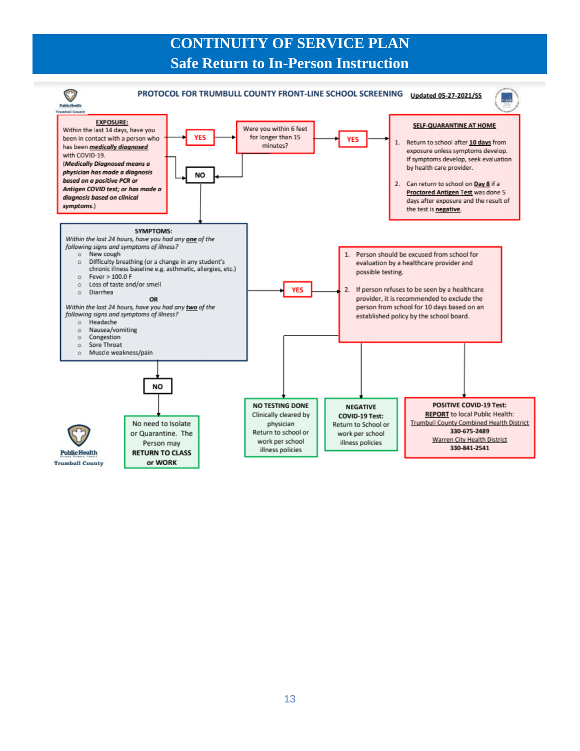# CONTINUITY OF SERVICE PLAN

## Safe Return to In-Person Instruction

**PROTOCOL FOR TRUMBULL COUNTY FRONT-LINE SCHOOL SCREENING** Updated 05-27-2021/SS

**EXPOSURE:**
Within the last 14 days, have you been in contact with a person who has been ***medically diagnosed*** with COVID-19.
(***Medically Diagnosed means a physician has made a diagnosis based on a positive PCR or Antigen COVID test; or has made a diagnosis based on clinical symptoms.***)

YES → Were you within 6 feet for longer than 15 minutes?

YES → **SELF-QUARANTINE AT HOME**

1. Return to school after **10 days** from exposure unless symptoms develop. If symptoms develop, seek evaluation by health care provider.
2. Can return to school on **Day 8** if a **Proctored Antigen Test** was done 5 days after exposure and the result of the test is **negative**.

NO → **SYMPTOMS:**

*Within the last 24 hours, have you had any* ***one*** *of the following signs and symptoms of illness?*

- New cough
- Difficulty breathing (or a change in any student's chronic illness baseline e.g. asthmatic, allergies, etc.)
- Fever > 100.0 F
- Loss of taste and/or smell
- Diarrhea

**OR**

*Within the last 24 hours, have you had any* ***two*** *of the following signs and symptoms of illness?*

- Headache
- Nausea/vomiting
- Congestion
- Sore Throat
- Muscle weakness/pain

YES →

1. Person should be excused from school for evaluation by a healthcare provider and possible testing.
2. If person refuses to be seen by a healthcare provider, it is recommended to exclude the person from school for 10 days based on an established policy by the school board.

→ **NO TESTING DONE** Clinically cleared by physician Return to school or work per school illness policies

→ **NEGATIVE COVID-19 Test:** Return to School or work per school illness policies

→ **POSITIVE COVID-19 Test:** **REPORT** to local Public Health:
Trumbull County Combined Health District
**330-675-2489**
Warren City Health District
**330-841-2541**

NO → No need to Isolate or Quarantine. The Person may **RETURN TO CLASS or WORK**

Public Health Trumbull County